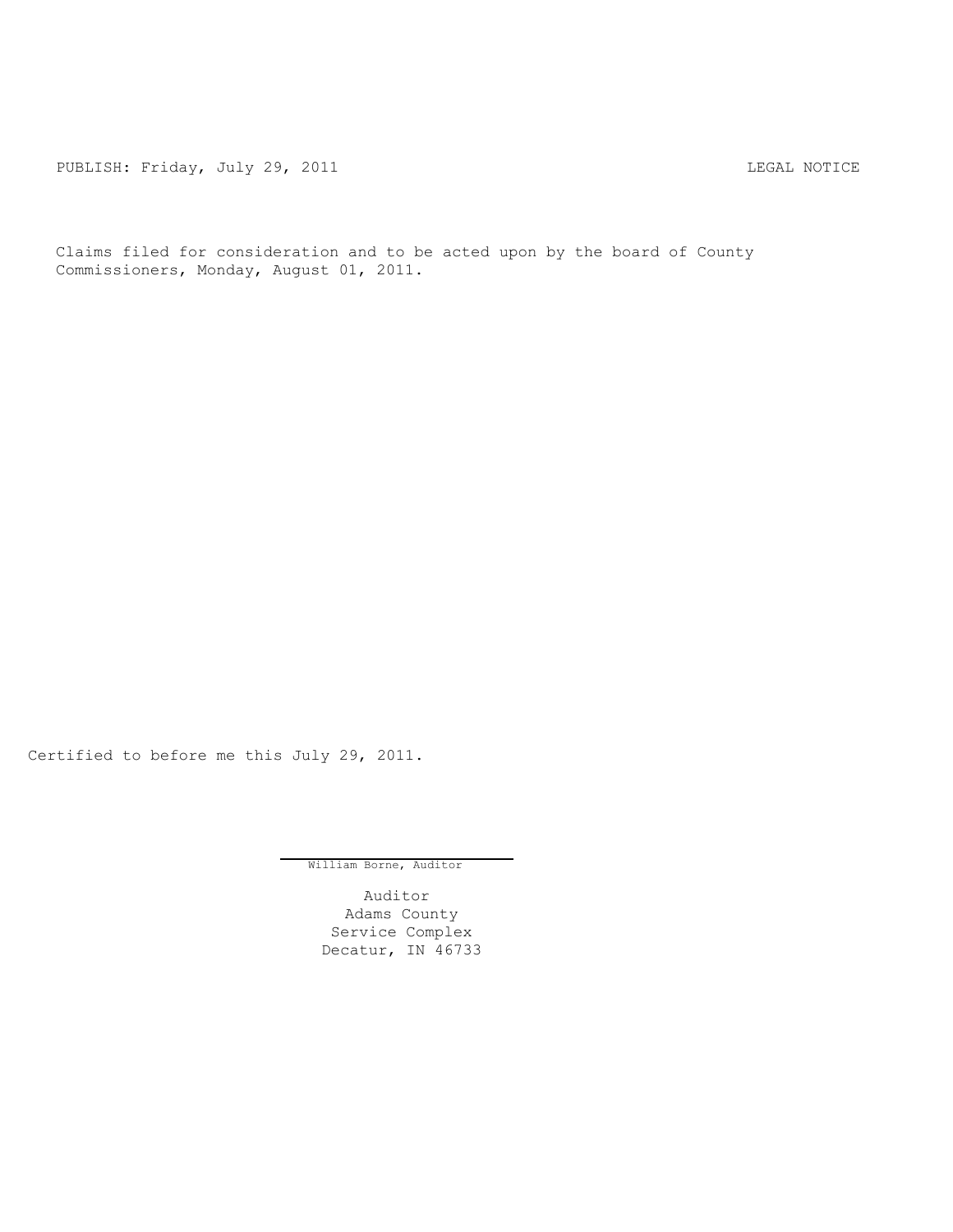PUBLISH: Friday, July 29, 2011 LEGAL NOTICE

Claims filed for consideration and to be acted upon by the board of County Commissioners, Monday, August 01, 2011.

Certified to before me this July 29, 2011.

William Borne, Auditor

Auditor
Adams County
Service Complex
Decatur, IN 46733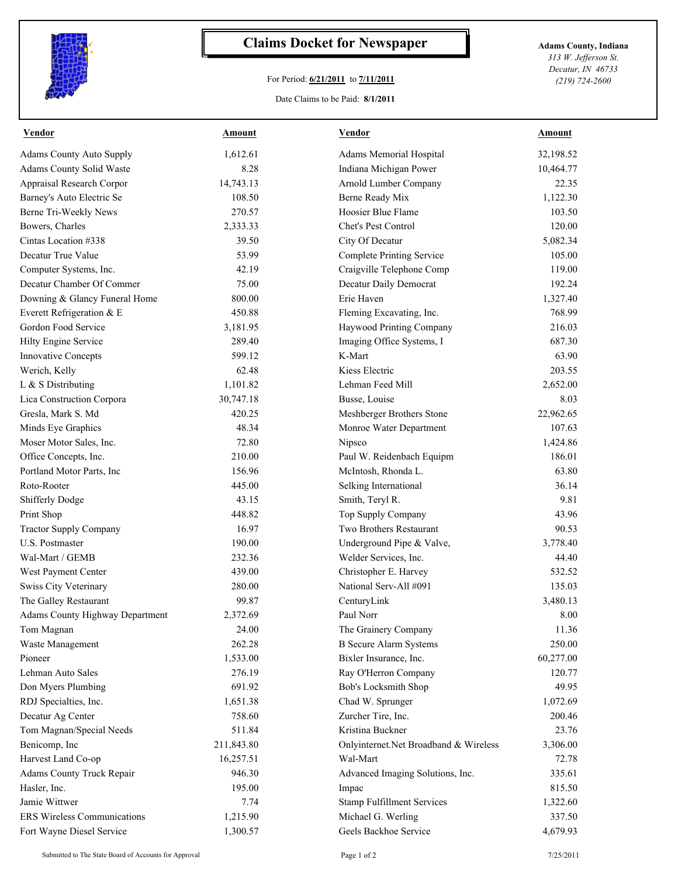# Claims Docket for Newspaper

For Period: **6/21/2011** to **7/11/2011**

Date Claims to be Paid: **8/1/2011**

**Adams County, Indiana**
*313 W. Jefferson St.*
*Decatur, IN 46733*
*(219) 724-2600*

| Vendor | Amount | Vendor | Amount |
|---|---|---|---|
| Adams County Auto Supply | 1,612.61 | Adams Memorial Hospital | 32,198.52 |
| Adams County Solid Waste | 8.28 | Indiana Michigan Power | 10,464.77 |
| Appraisal Research Corpor | 14,743.13 | Arnold Lumber Company | 22.35 |
| Barney's Auto Electric Se | 108.50 | Berne Ready Mix | 1,122.30 |
| Berne Tri-Weekly News | 270.57 | Hoosier Blue Flame | 103.50 |
| Bowers, Charles | 2,333.33 | Chet's Pest Control | 120.00 |
| Cintas Location #338 | 39.50 | City Of Decatur | 5,082.34 |
| Decatur True Value | 53.99 | Complete Printing Service | 105.00 |
| Computer Systems, Inc. | 42.19 | Craigville Telephone Comp | 119.00 |
| Decatur Chamber Of Commer | 75.00 | Decatur Daily Democrat | 192.24 |
| Downing & Glancy Funeral Home | 800.00 | Erie Haven | 1,327.40 |
| Everett Refrigeration & E | 450.88 | Fleming Excavating, Inc. | 768.99 |
| Gordon Food Service | 3,181.95 | Haywood Printing Company | 216.03 |
| Hilty Engine Service | 289.40 | Imaging Office Systems, I | 687.30 |
| Innovative Concepts | 599.12 | K-Mart | 63.90 |
| Werich, Kelly | 62.48 | Kiess Electric | 203.55 |
| L & S Distributing | 1,101.82 | Lehman Feed Mill | 2,652.00 |
| Lica Construction Corpora | 30,747.18 | Busse, Louise | 8.03 |
| Gresla, Mark S. Md | 420.25 | Meshberger Brothers Stone | 22,962.65 |
| Minds Eye Graphics | 48.34 | Monroe Water Department | 107.63 |
| Moser Motor Sales, Inc. | 72.80 | Nipsco | 1,424.86 |
| Office Concepts, Inc. | 210.00 | Paul W. Reidenbach Equipm | 186.01 |
| Portland Motor Parts, Inc | 156.96 | McIntosh, Rhonda L. | 63.80 |
| Roto-Rooter | 445.00 | Selking International | 36.14 |
| Shifferly Dodge | 43.15 | Smith, Teryl R. | 9.81 |
| Print Shop | 448.82 | Top Supply Company | 43.96 |
| Tractor Supply Company | 16.97 | Two Brothers Restaurant | 90.53 |
| U.S. Postmaster | 190.00 | Underground Pipe & Valve, | 3,778.40 |
| Wal-Mart / GEMB | 232.36 | Welder Services, Inc. | 44.40 |
| West Payment Center | 439.00 | Christopher E. Harvey | 532.52 |
| Swiss City Veterinary | 280.00 | National Serv-All #091 | 135.03 |
| The Galley Restaurant | 99.87 | CenturyLink | 3,480.13 |
| Adams County Highway Department | 2,372.69 | Paul Norr | 8.00 |
| Tom Magnan | 24.00 | The Grainery Company | 11.36 |
| Waste Management | 262.28 | B Secure Alarm Systems | 250.00 |
| Pioneer | 1,533.00 | Bixler Insurance, Inc. | 60,277.00 |
| Lehman Auto Sales | 276.19 | Ray O'Herron Company | 120.77 |
| Don Myers Plumbing | 691.92 | Bob's Locksmith Shop | 49.95 |
| RDJ Specialties, Inc. | 1,651.38 | Chad W. Sprunger | 1,072.69 |
| Decatur Ag Center | 758.60 | Zurcher Tire, Inc. | 200.46 |
| Tom Magnan/Special Needs | 511.84 | Kristina Buckner | 23.76 |
| Benicomp, Inc | 211,843.80 | Onlyinternet.Net Broadband & Wireless | 3,306.00 |
| Harvest Land Co-op | 16,257.51 | Wal-Mart | 72.78 |
| Adams County Truck Repair | 946.30 | Advanced Imaging Solutions, Inc. | 335.61 |
| Hasler, Inc. | 195.00 | Impac | 815.50 |
| Jamie Wittwer | 7.74 | Stamp Fulfillment Services | 1,322.60 |
| ERS Wireless Communications | 1,215.90 | Michael G. Werling | 337.50 |
| Fort Wayne Diesel Service | 1,300.57 | Geels Backhoe Service | 4,679.93 |

Submitted to The State Board of Accounts for Approval    7/25/2011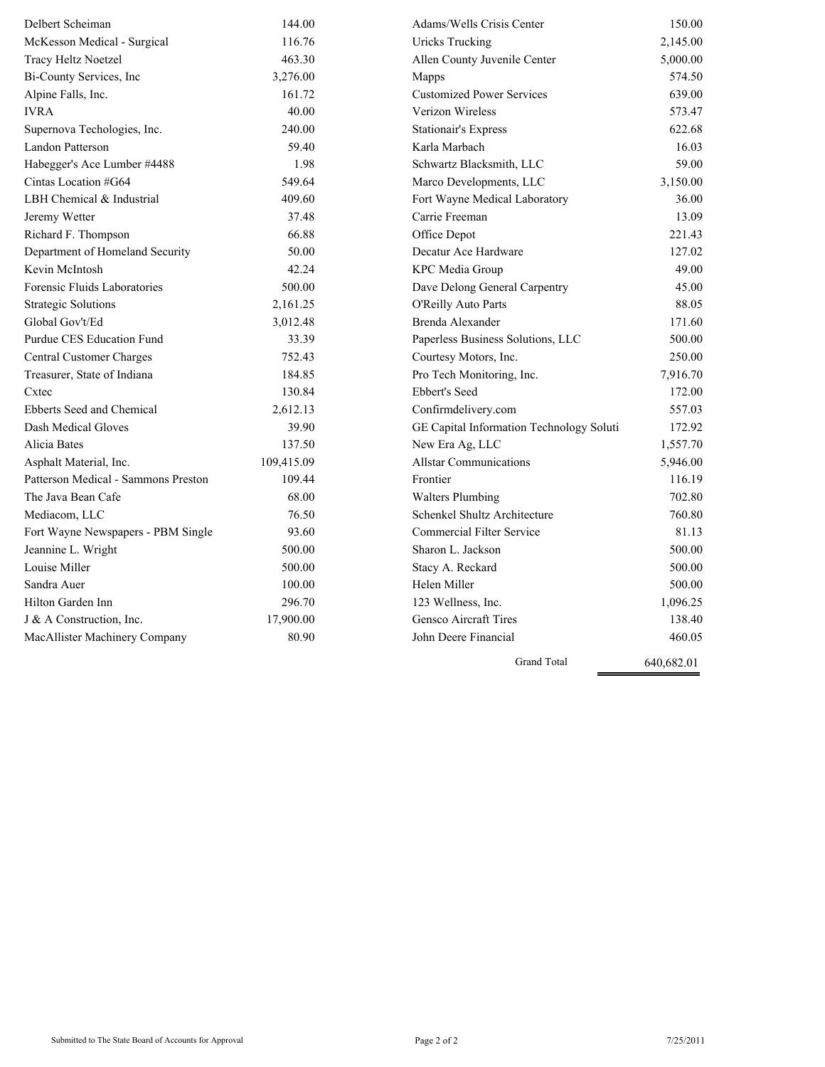| | | | |
|---|---|---|---|
| Delbert Scheiman | 144.00 | Adams/Wells Crisis Center | 150.00 |
| McKesson Medical - Surgical | 116.76 | Uricks Trucking | 2,145.00 |
| Tracy Heltz Noetzel | 463.30 | Allen County Juvenile Center | 5,000.00 |
| Bi-County Services, Inc | 3,276.00 | Mapps | 574.50 |
| Alpine Falls, Inc. | 161.72 | Customized Power Services | 639.00 |
| IVRA | 40.00 | Verizon Wireless | 573.47 |
| Supernova Techologies, Inc. | 240.00 | Stationair's Express | 622.68 |
| Landon Patterson | 59.40 | Karla Marbach | 16.03 |
| Habegger's Ace Lumber #4488 | 1.98 | Schwartz Blacksmith, LLC | 59.00 |
| Cintas Location #G64 | 549.64 | Marco Developments, LLC | 3,150.00 |
| LBH Chemical & Industrial | 409.60 | Fort Wayne Medical Laboratory | 36.00 |
| Jeremy Wetter | 37.48 | Carrie Freeman | 13.09 |
| Richard F. Thompson | 66.88 | Office Depot | 221.43 |
| Department of Homeland Security | 50.00 | Decatur Ace Hardware | 127.02 |
| Kevin McIntosh | 42.24 | KPC Media Group | 49.00 |
| Forensic Fluids Laboratories | 500.00 | Dave Delong General Carpentry | 45.00 |
| Strategic Solutions | 2,161.25 | O'Reilly Auto Parts | 88.05 |
| Global Gov't/Ed | 3,012.48 | Brenda Alexander | 171.60 |
| Purdue CES Education Fund | 33.39 | Paperless Business Solutions, LLC | 500.00 |
| Central Customer Charges | 752.43 | Courtesy Motors, Inc. | 250.00 |
| Treasurer, State of Indiana | 184.85 | Pro Tech Monitoring, Inc. | 7,916.70 |
| Cxtec | 130.84 | Ebbert's Seed | 172.00 |
| Ebberts Seed and Chemical | 2,612.13 | Confirmdelivery.com | 557.03 |
| Dash Medical Gloves | 39.90 | GE Capital Information Technology Soluti | 172.92 |
| Alicia Bates | 137.50 | New Era Ag, LLC | 1,557.70 |
| Asphalt Material, Inc. | 109,415.09 | Allstar Communications | 5,946.00 |
| Patterson Medical - Sammons Preston | 109.44 | Frontier | 116.19 |
| The Java Bean Cafe | 68.00 | Walters Plumbing | 702.80 |
| Mediacom, LLC | 76.50 | Schenkel Shultz Architecture | 760.80 |
| Fort Wayne Newspapers - PBM Single | 93.60 | Commercial Filter Service | 81.13 |
| Jeannine L. Wright | 500.00 | Sharon L. Jackson | 500.00 |
| Louise Miller | 500.00 | Stacy A. Reckard | 500.00 |
| Sandra Auer | 100.00 | Helen Miller | 500.00 |
| Hilton Garden Inn | 296.70 | 123 Wellness, Inc. | 1,096.25 |
| J & A Construction, Inc. | 17,900.00 | Gensco Aircraft Tires | 138.40 |
| MacAllister Machinery Company | 80.90 | John Deere Financial | 460.05 |
| | | Grand Total | 640,682.01 |

Submitted to The State Board of Accounts for Approval

7/25/2011